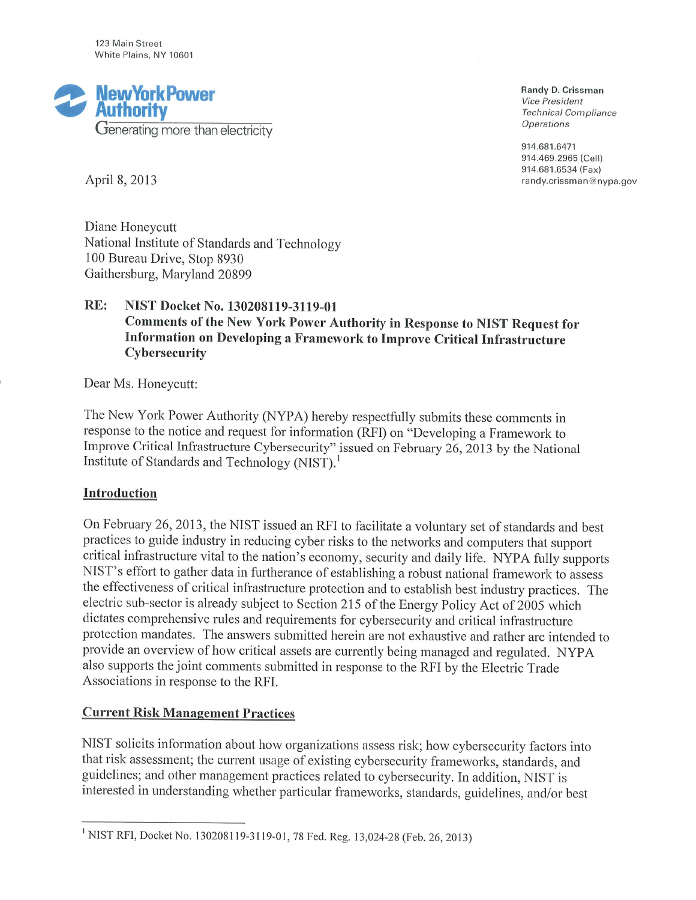123 Main Street
White Plains, NY 10601

**New York Power Authority**
Generating more than electricity

**Randy D. Crissman**
*Vice President*
*Technical Compliance*
*Operations*

914.681.6471
914.469.2965 (Cell)
914.681.6534 (Fax)
randy.crissman@nypa.gov

April 8, 2013

Diane Honeycutt
National Institute of Standards and Technology
100 Bureau Drive, Stop 8930
Gaithersburg, Maryland 20899

**RE: NIST Docket No. 130208119-3119-01**
**Comments of the New York Power Authority in Response to NIST Request for Information on Developing a Framework to Improve Critical Infrastructure Cybersecurity**

Dear Ms. Honeycutt:

The New York Power Authority (NYPA) hereby respectfully submits these comments in response to the notice and request for information (RFI) on "Developing a Framework to Improve Critical Infrastructure Cybersecurity" issued on February 26, 2013 by the National Institute of Standards and Technology (NIST).[1]

## Introduction

On February 26, 2013, the NIST issued an RFI to facilitate a voluntary set of standards and best practices to guide industry in reducing cyber risks to the networks and computers that support critical infrastructure vital to the nation's economy, security and daily life. NYPA fully supports NIST's effort to gather data in furtherance of establishing a robust national framework to assess the effectiveness of critical infrastructure protection and to establish best industry practices. The electric sub-sector is already subject to Section 215 of the Energy Policy Act of 2005 which dictates comprehensive rules and requirements for cybersecurity and critical infrastructure protection mandates. The answers submitted herein are not exhaustive and rather are intended to provide an overview of how critical assets are currently being managed and regulated. NYPA also supports the joint comments submitted in response to the RFI by the Electric Trade Associations in response to the RFI.

## Current Risk Management Practices

NIST solicits information about how organizations assess risk; how cybersecurity factors into that risk assessment; the current usage of existing cybersecurity frameworks, standards, and guidelines; and other management practices related to cybersecurity. In addition, NIST is interested in understanding whether particular frameworks, standards, guidelines, and/or best

---

[1] NIST RFI, Docket No. 130208119-3119-01, 78 Fed. Reg. 13,024-28 (Feb. 26, 2013)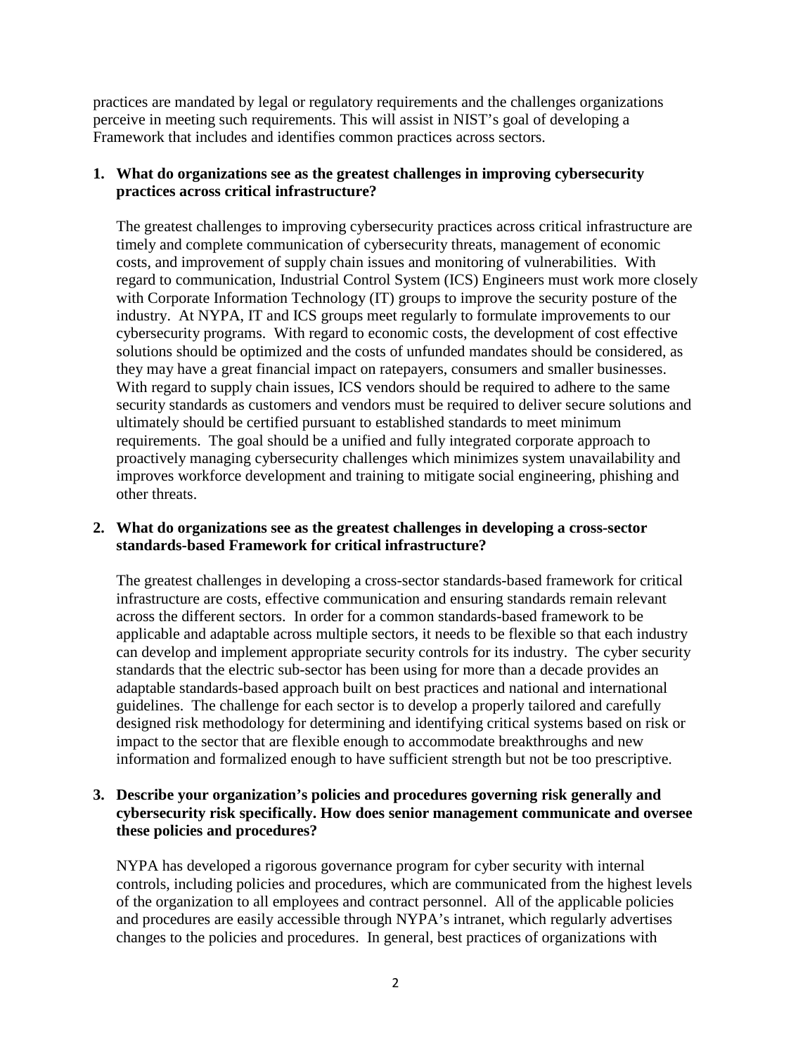practices are mandated by legal or regulatory requirements and the challenges organizations perceive in meeting such requirements. This will assist in NIST's goal of developing a Framework that includes and identifies common practices across sectors.

1. **What do organizations see as the greatest challenges in improving cybersecurity practices across critical infrastructure?**

   The greatest challenges to improving cybersecurity practices across critical infrastructure are timely and complete communication of cybersecurity threats, management of economic costs, and improvement of supply chain issues and monitoring of vulnerabilities. With regard to communication, Industrial Control System (ICS) Engineers must work more closely with Corporate Information Technology (IT) groups to improve the security posture of the industry. At NYPA, IT and ICS groups meet regularly to formulate improvements to our cybersecurity programs. With regard to economic costs, the development of cost effective solutions should be optimized and the costs of unfunded mandates should be considered, as they may have a great financial impact on ratepayers, consumers and smaller businesses. With regard to supply chain issues, ICS vendors should be required to adhere to the same security standards as customers and vendors must be required to deliver secure solutions and ultimately should be certified pursuant to established standards to meet minimum requirements. The goal should be a unified and fully integrated corporate approach to proactively managing cybersecurity challenges which minimizes system unavailability and improves workforce development and training to mitigate social engineering, phishing and other threats.

2. **What do organizations see as the greatest challenges in developing a cross-sector standards-based Framework for critical infrastructure?**

   The greatest challenges in developing a cross-sector standards-based framework for critical infrastructure are costs, effective communication and ensuring standards remain relevant across the different sectors. In order for a common standards-based framework to be applicable and adaptable across multiple sectors, it needs to be flexible so that each industry can develop and implement appropriate security controls for its industry. The cyber security standards that the electric sub-sector has been using for more than a decade provides an adaptable standards-based approach built on best practices and national and international guidelines. The challenge for each sector is to develop a properly tailored and carefully designed risk methodology for determining and identifying critical systems based on risk or impact to the sector that are flexible enough to accommodate breakthroughs and new information and formalized enough to have sufficient strength but not be too prescriptive.

3. **Describe your organization's policies and procedures governing risk generally and cybersecurity risk specifically. How does senior management communicate and oversee these policies and procedures?**

   NYPA has developed a rigorous governance program for cyber security with internal controls, including policies and procedures, which are communicated from the highest levels of the organization to all employees and contract personnel. All of the applicable policies and procedures are easily accessible through NYPA's intranet, which regularly advertises changes to the policies and procedures. In general, best practices of organizations with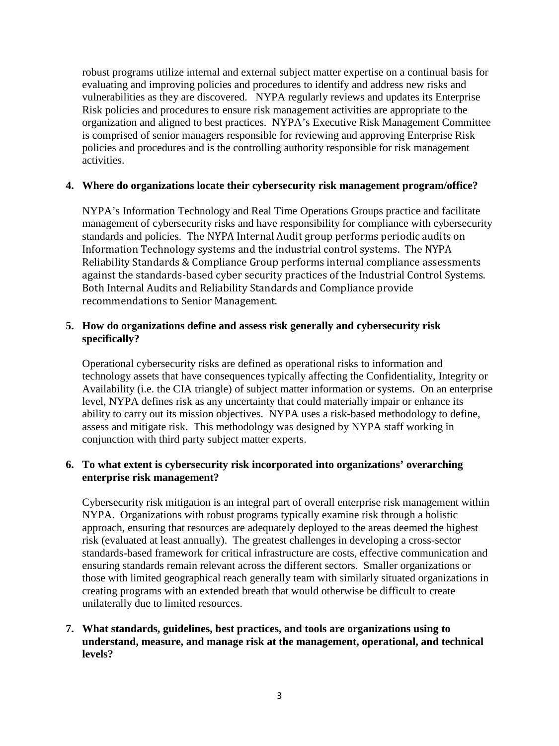robust programs utilize internal and external subject matter expertise on a continual basis for evaluating and improving policies and procedures to identify and address new risks and vulnerabilities as they are discovered. NYPA regularly reviews and updates its Enterprise Risk policies and procedures to ensure risk management activities are appropriate to the organization and aligned to best practices. NYPA's Executive Risk Management Committee is comprised of senior managers responsible for reviewing and approving Enterprise Risk policies and procedures and is the controlling authority responsible for risk management activities.

**4. Where do organizations locate their cybersecurity risk management program/office?**

NYPA's Information Technology and Real Time Operations Groups practice and facilitate management of cybersecurity risks and have responsibility for compliance with cybersecurity standards and policies. The NYPA Internal Audit group performs periodic audits on Information Technology systems and the industrial control systems. The NYPA Reliability Standards & Compliance Group performs internal compliance assessments against the standards-based cyber security practices of the Industrial Control Systems. Both Internal Audits and Reliability Standards and Compliance provide recommendations to Senior Management.

**5. How do organizations define and assess risk generally and cybersecurity risk specifically?**

Operational cybersecurity risks are defined as operational risks to information and technology assets that have consequences typically affecting the Confidentiality, Integrity or Availability (i.e. the CIA triangle) of subject matter information or systems. On an enterprise level, NYPA defines risk as any uncertainty that could materially impair or enhance its ability to carry out its mission objectives. NYPA uses a risk-based methodology to define, assess and mitigate risk. This methodology was designed by NYPA staff working in conjunction with third party subject matter experts.

**6. To what extent is cybersecurity risk incorporated into organizations' overarching enterprise risk management?**

Cybersecurity risk mitigation is an integral part of overall enterprise risk management within NYPA. Organizations with robust programs typically examine risk through a holistic approach, ensuring that resources are adequately deployed to the areas deemed the highest risk (evaluated at least annually). The greatest challenges in developing a cross-sector standards-based framework for critical infrastructure are costs, effective communication and ensuring standards remain relevant across the different sectors. Smaller organizations or those with limited geographical reach generally team with similarly situated organizations in creating programs with an extended breath that would otherwise be difficult to create unilaterally due to limited resources.

**7. What standards, guidelines, best practices, and tools are organizations using to understand, measure, and manage risk at the management, operational, and technical levels?**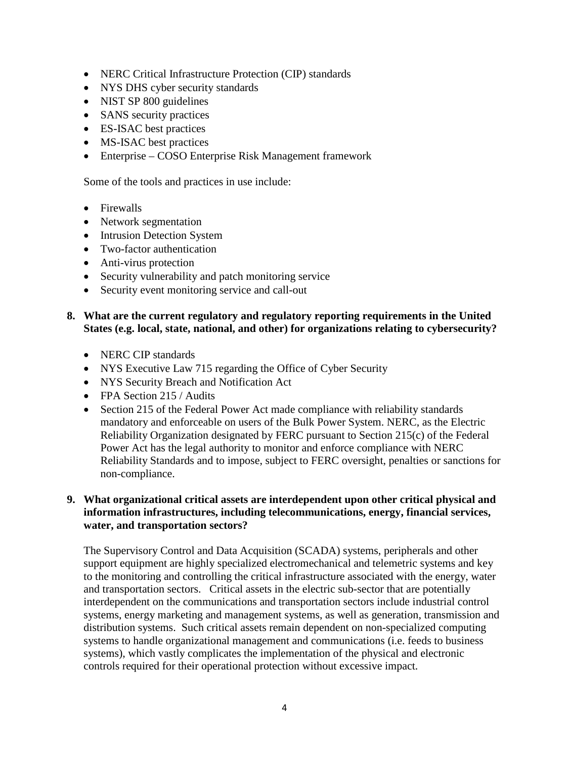- NERC Critical Infrastructure Protection (CIP) standards
- NYS DHS cyber security standards
- NIST SP 800 guidelines
- SANS security practices
- ES-ISAC best practices
- MS-ISAC best practices
- Enterprise – COSO Enterprise Risk Management framework

Some of the tools and practices in use include:

- Firewalls
- Network segmentation
- Intrusion Detection System
- Two-factor authentication
- Anti-virus protection
- Security vulnerability and patch monitoring service
- Security event monitoring service and call-out

**8. What are the current regulatory and regulatory reporting requirements in the United States (e.g. local, state, national, and other) for organizations relating to cybersecurity?**

- NERC CIP standards
- NYS Executive Law 715 regarding the Office of Cyber Security
- NYS Security Breach and Notification Act
- FPA Section 215 / Audits
- Section 215 of the Federal Power Act made compliance with reliability standards mandatory and enforceable on users of the Bulk Power System. NERC, as the Electric Reliability Organization designated by FERC pursuant to Section 215(c) of the Federal Power Act has the legal authority to monitor and enforce compliance with NERC Reliability Standards and to impose, subject to FERC oversight, penalties or sanctions for non-compliance.

**9. What organizational critical assets are interdependent upon other critical physical and information infrastructures, including telecommunications, energy, financial services, water, and transportation sectors?**

The Supervisory Control and Data Acquisition (SCADA) systems, peripherals and other support equipment are highly specialized electromechanical and telemetric systems and key to the monitoring and controlling the critical infrastructure associated with the energy, water and transportation sectors. Critical assets in the electric sub-sector that are potentially interdependent on the communications and transportation sectors include industrial control systems, energy marketing and management systems, as well as generation, transmission and distribution systems. Such critical assets remain dependent on non-specialized computing systems to handle organizational management and communications (i.e. feeds to business systems), which vastly complicates the implementation of the physical and electronic controls required for their operational protection without excessive impact.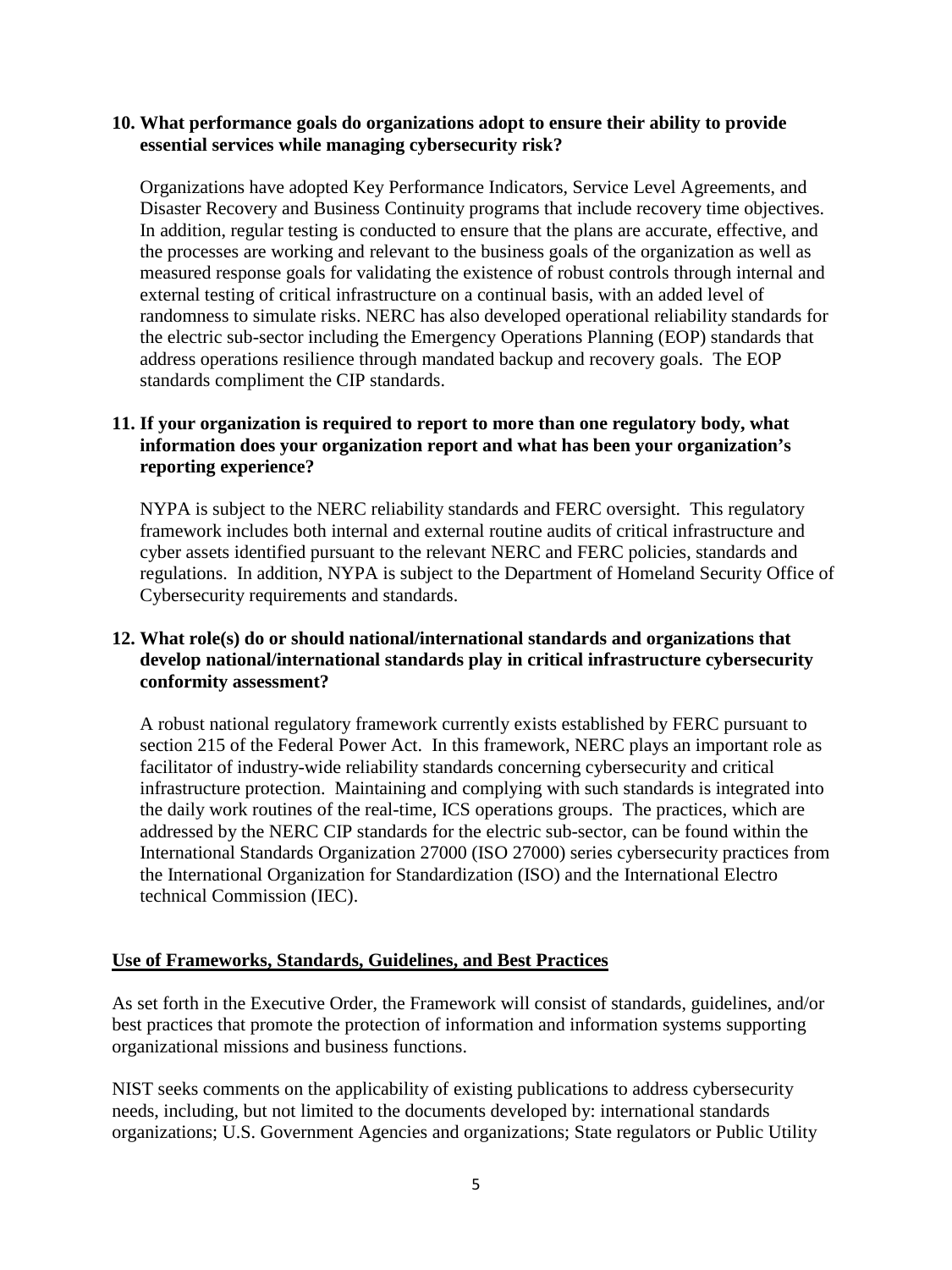**10. What performance goals do organizations adopt to ensure their ability to provide essential services while managing cybersecurity risk?**

Organizations have adopted Key Performance Indicators, Service Level Agreements, and Disaster Recovery and Business Continuity programs that include recovery time objectives. In addition, regular testing is conducted to ensure that the plans are accurate, effective, and the processes are working and relevant to the business goals of the organization as well as measured response goals for validating the existence of robust controls through internal and external testing of critical infrastructure on a continual basis, with an added level of randomness to simulate risks. NERC has also developed operational reliability standards for the electric sub-sector including the Emergency Operations Planning (EOP) standards that address operations resilience through mandated backup and recovery goals. The EOP standards compliment the CIP standards.

**11. If your organization is required to report to more than one regulatory body, what information does your organization report and what has been your organization's reporting experience?**

NYPA is subject to the NERC reliability standards and FERC oversight. This regulatory framework includes both internal and external routine audits of critical infrastructure and cyber assets identified pursuant to the relevant NERC and FERC policies, standards and regulations. In addition, NYPA is subject to the Department of Homeland Security Office of Cybersecurity requirements and standards.

**12. What role(s) do or should national/international standards and organizations that develop national/international standards play in critical infrastructure cybersecurity conformity assessment?**

A robust national regulatory framework currently exists established by FERC pursuant to section 215 of the Federal Power Act. In this framework, NERC plays an important role as facilitator of industry-wide reliability standards concerning cybersecurity and critical infrastructure protection. Maintaining and complying with such standards is integrated into the daily work routines of the real-time, ICS operations groups. The practices, which are addressed by the NERC CIP standards for the electric sub-sector, can be found within the International Standards Organization 27000 (ISO 27000) series cybersecurity practices from the International Organization for Standardization (ISO) and the International Electro technical Commission (IEC).

## Use of Frameworks, Standards, Guidelines, and Best Practices

As set forth in the Executive Order, the Framework will consist of standards, guidelines, and/or best practices that promote the protection of information and information systems supporting organizational missions and business functions.

NIST seeks comments on the applicability of existing publications to address cybersecurity needs, including, but not limited to the documents developed by: international standards organizations; U.S. Government Agencies and organizations; State regulators or Public Utility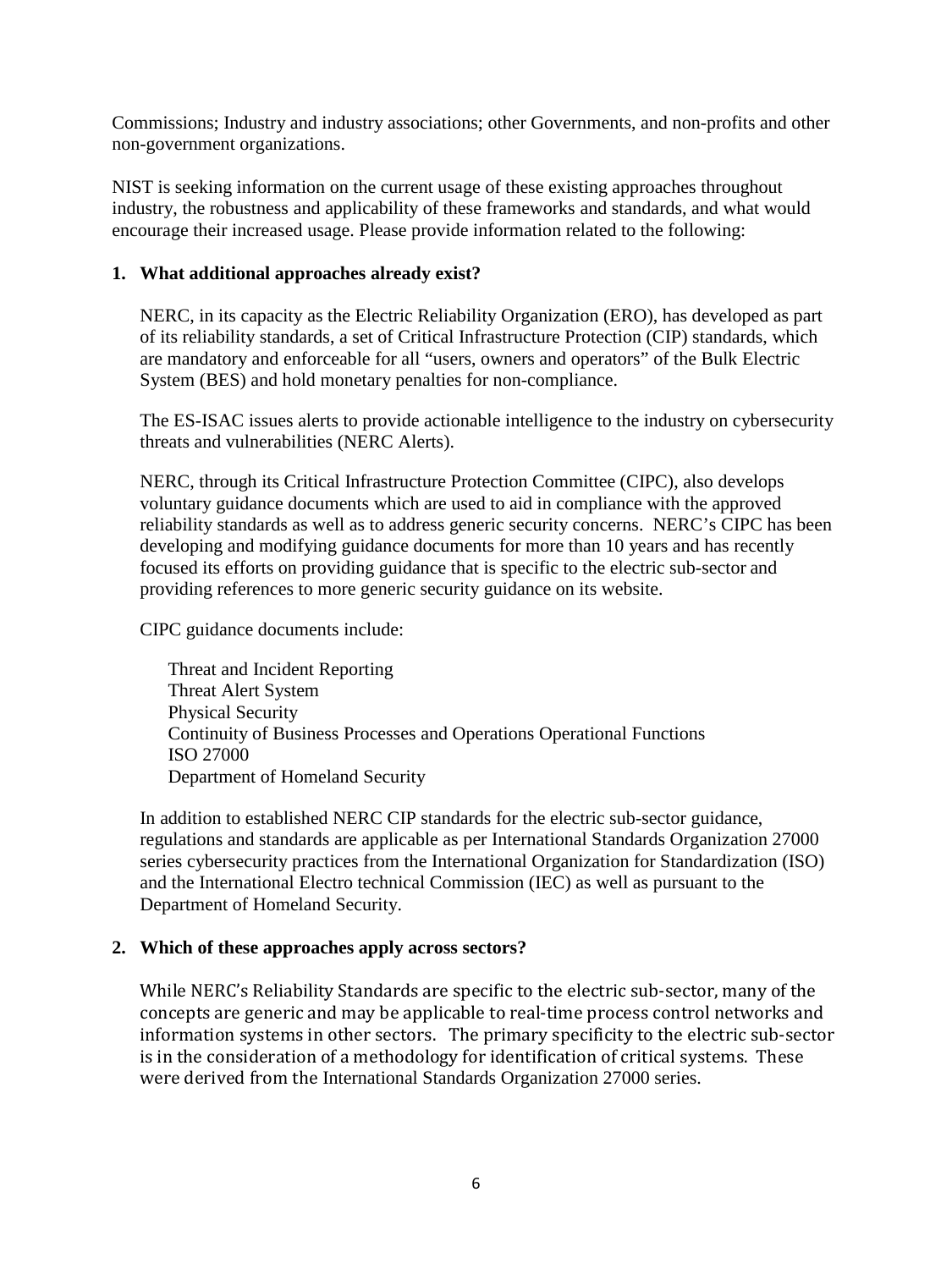Commissions; Industry and industry associations; other Governments, and non-profits and other non-government organizations.

NIST is seeking information on the current usage of these existing approaches throughout industry, the robustness and applicability of these frameworks and standards, and what would encourage their increased usage. Please provide information related to the following:

**1. What additional approaches already exist?**

NERC, in its capacity as the Electric Reliability Organization (ERO), has developed as part of its reliability standards, a set of Critical Infrastructure Protection (CIP) standards, which are mandatory and enforceable for all "users, owners and operators" of the Bulk Electric System (BES) and hold monetary penalties for non-compliance.

The ES-ISAC issues alerts to provide actionable intelligence to the industry on cybersecurity threats and vulnerabilities (NERC Alerts).

NERC, through its Critical Infrastructure Protection Committee (CIPC), also develops voluntary guidance documents which are used to aid in compliance with the approved reliability standards as well as to address generic security concerns. NERC's CIPC has been developing and modifying guidance documents for more than 10 years and has recently focused its efforts on providing guidance that is specific to the electric sub-sector and providing references to more generic security guidance on its website.

CIPC guidance documents include:

- Threat and Incident Reporting
- Threat Alert System
- Physical Security
- Continuity of Business Processes and Operations Operational Functions
- ISO 27000
- Department of Homeland Security

In addition to established NERC CIP standards for the electric sub-sector guidance, regulations and standards are applicable as per International Standards Organization 27000 series cybersecurity practices from the International Organization for Standardization (ISO) and the International Electro technical Commission (IEC) as well as pursuant to the Department of Homeland Security.

**2. Which of these approaches apply across sectors?**

While NERC's Reliability Standards are specific to the electric sub-sector, many of the concepts are generic and may be applicable to real-time process control networks and information systems in other sectors. The primary specificity to the electric sub-sector is in the consideration of a methodology for identification of critical systems. These were derived from the International Standards Organization 27000 series.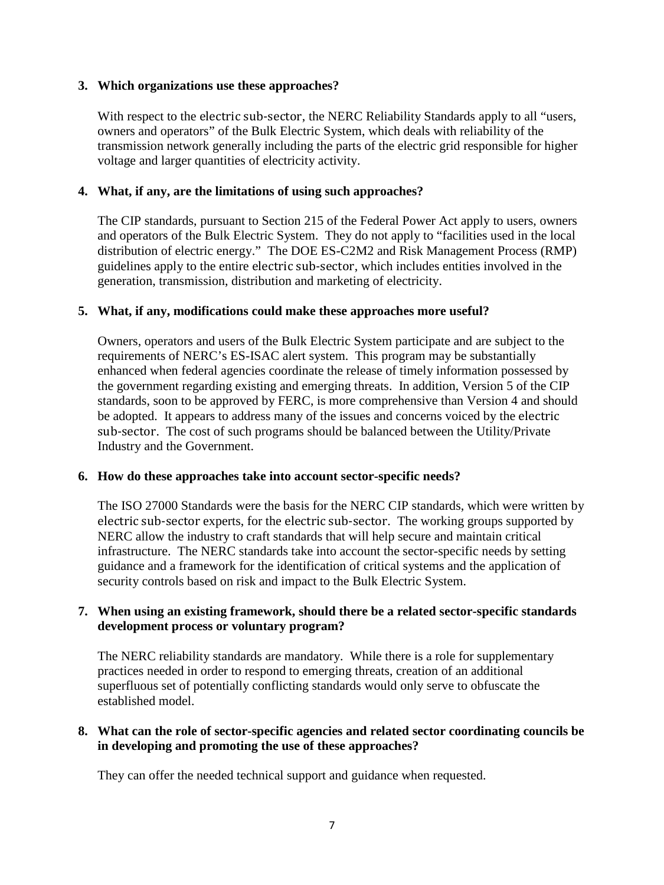**3. Which organizations use these approaches?**

With respect to the electric sub-sector, the NERC Reliability Standards apply to all "users, owners and operators" of the Bulk Electric System, which deals with reliability of the transmission network generally including the parts of the electric grid responsible for higher voltage and larger quantities of electricity activity.

**4. What, if any, are the limitations of using such approaches?**

The CIP standards, pursuant to Section 215 of the Federal Power Act apply to users, owners and operators of the Bulk Electric System. They do not apply to "facilities used in the local distribution of electric energy." The DOE ES-C2M2 and Risk Management Process (RMP) guidelines apply to the entire electric sub-sector, which includes entities involved in the generation, transmission, distribution and marketing of electricity.

**5. What, if any, modifications could make these approaches more useful?**

Owners, operators and users of the Bulk Electric System participate and are subject to the requirements of NERC's ES-ISAC alert system. This program may be substantially enhanced when federal agencies coordinate the release of timely information possessed by the government regarding existing and emerging threats. In addition, Version 5 of the CIP standards, soon to be approved by FERC, is more comprehensive than Version 4 and should be adopted. It appears to address many of the issues and concerns voiced by the electric sub-sector. The cost of such programs should be balanced between the Utility/Private Industry and the Government.

**6. How do these approaches take into account sector-specific needs?**

The ISO 27000 Standards were the basis for the NERC CIP standards, which were written by electric sub-sector experts, for the electric sub-sector. The working groups supported by NERC allow the industry to craft standards that will help secure and maintain critical infrastructure. The NERC standards take into account the sector-specific needs by setting guidance and a framework for the identification of critical systems and the application of security controls based on risk and impact to the Bulk Electric System.

**7. When using an existing framework, should there be a related sector-specific standards development process or voluntary program?**

The NERC reliability standards are mandatory. While there is a role for supplementary practices needed in order to respond to emerging threats, creation of an additional superfluous set of potentially conflicting standards would only serve to obfuscate the established model.

**8. What can the role of sector-specific agencies and related sector coordinating councils be in developing and promoting the use of these approaches?**

They can offer the needed technical support and guidance when requested.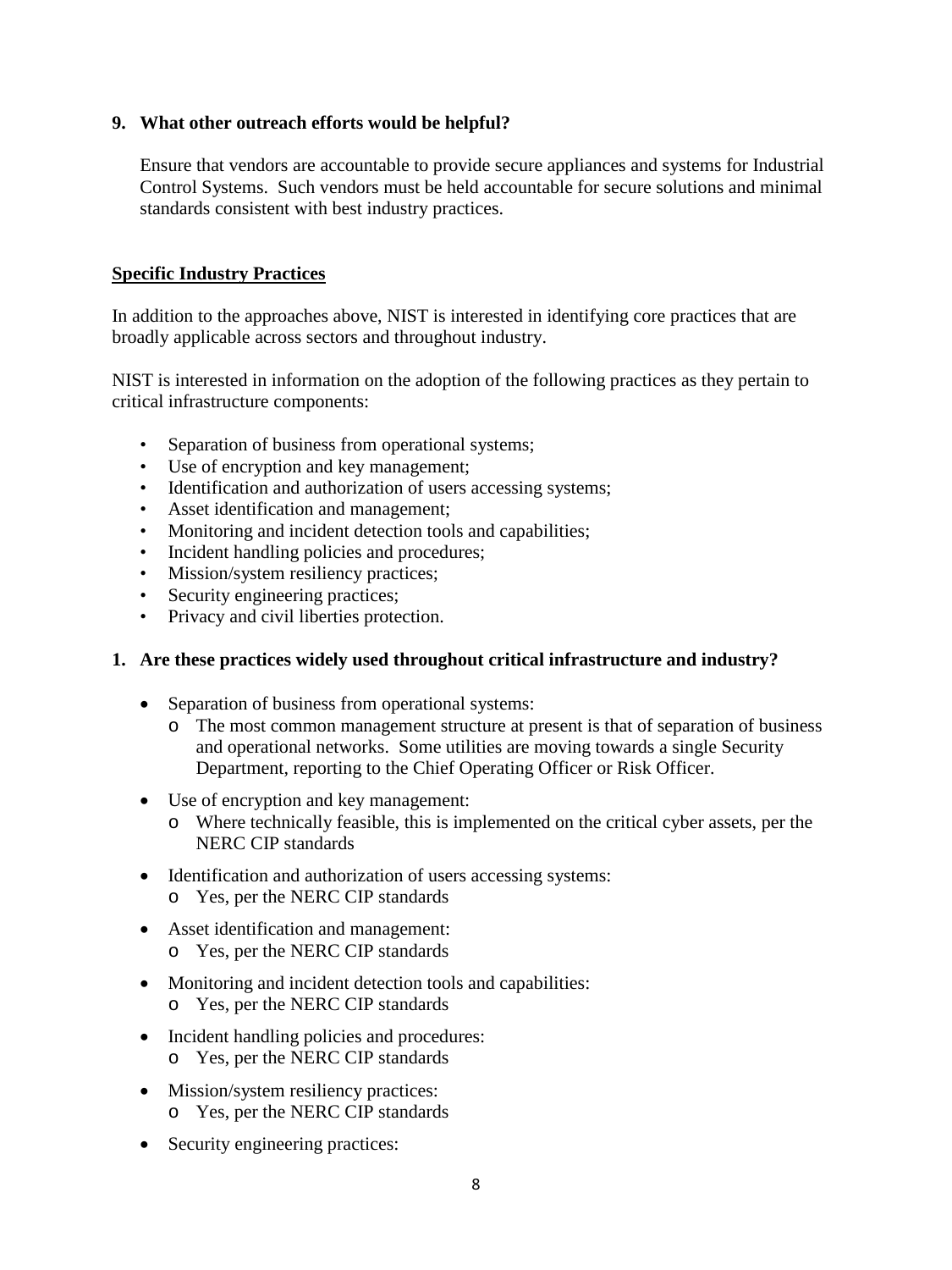**9. What other outreach efforts would be helpful?**

Ensure that vendors are accountable to provide secure appliances and systems for Industrial Control Systems. Such vendors must be held accountable for secure solutions and minimal standards consistent with best industry practices.

**<u>Specific Industry Practices</u>**

In addition to the approaches above, NIST is interested in identifying core practices that are broadly applicable across sectors and throughout industry.

NIST is interested in information on the adoption of the following practices as they pertain to critical infrastructure components:

- Separation of business from operational systems;
- Use of encryption and key management;
- Identification and authorization of users accessing systems;
- Asset identification and management;
- Monitoring and incident detection tools and capabilities;
- Incident handling policies and procedures;
- Mission/system resiliency practices;
- Security engineering practices;
- Privacy and civil liberties protection.

**1. Are these practices widely used throughout critical infrastructure and industry?**

- Separation of business from operational systems:
  - The most common management structure at present is that of separation of business and operational networks. Some utilities are moving towards a single Security Department, reporting to the Chief Operating Officer or Risk Officer.
- Use of encryption and key management:
  - Where technically feasible, this is implemented on the critical cyber assets, per the NERC CIP standards
- Identification and authorization of users accessing systems:
  - Yes, per the NERC CIP standards
- Asset identification and management:
  - Yes, per the NERC CIP standards
- Monitoring and incident detection tools and capabilities:
  - Yes, per the NERC CIP standards
- Incident handling policies and procedures:
  - Yes, per the NERC CIP standards
- Mission/system resiliency practices:
  - Yes, per the NERC CIP standards
- Security engineering practices: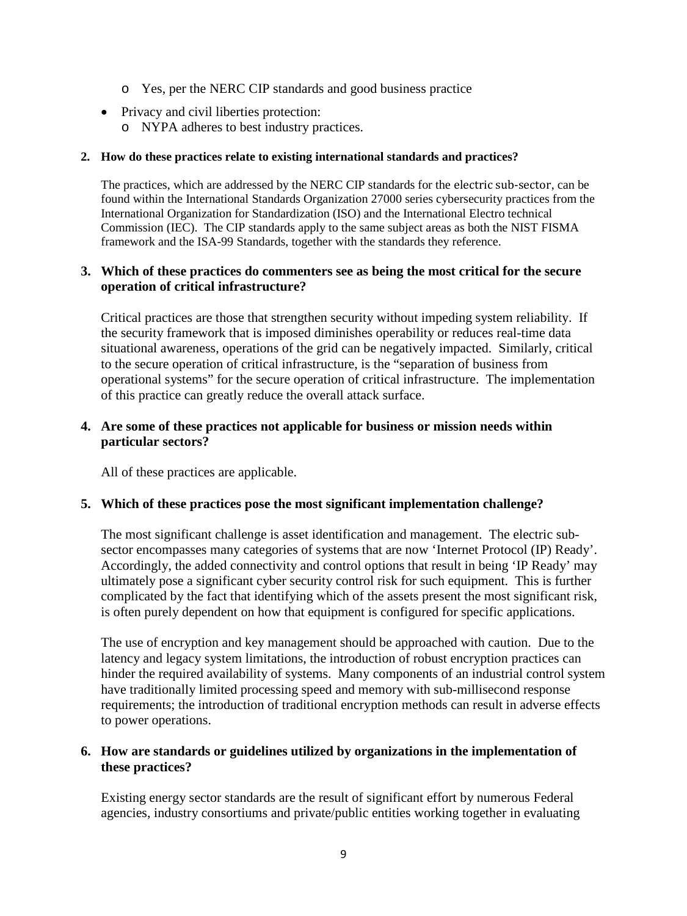- Yes, per the NERC CIP standards and good business practice
- Privacy and civil liberties protection:
  - NYPA adheres to best industry practices.

**2. How do these practices relate to existing international standards and practices?**

The practices, which are addressed by the NERC CIP standards for the electric sub-sector, can be found within the International Standards Organization 27000 series cybersecurity practices from the International Organization for Standardization (ISO) and the International Electro technical Commission (IEC). The CIP standards apply to the same subject areas as both the NIST FISMA framework and the ISA-99 Standards, together with the standards they reference.

**3. Which of these practices do commenters see as being the most critical for the secure operation of critical infrastructure?**

Critical practices are those that strengthen security without impeding system reliability. If the security framework that is imposed diminishes operability or reduces real-time data situational awareness, operations of the grid can be negatively impacted. Similarly, critical to the secure operation of critical infrastructure, is the "separation of business from operational systems" for the secure operation of critical infrastructure. The implementation of this practice can greatly reduce the overall attack surface.

**4. Are some of these practices not applicable for business or mission needs within particular sectors?**

All of these practices are applicable.

**5. Which of these practices pose the most significant implementation challenge?**

The most significant challenge is asset identification and management. The electric sub-sector encompasses many categories of systems that are now 'Internet Protocol (IP) Ready'. Accordingly, the added connectivity and control options that result in being 'IP Ready' may ultimately pose a significant cyber security control risk for such equipment. This is further complicated by the fact that identifying which of the assets present the most significant risk, is often purely dependent on how that equipment is configured for specific applications.

The use of encryption and key management should be approached with caution. Due to the latency and legacy system limitations, the introduction of robust encryption practices can hinder the required availability of systems. Many components of an industrial control system have traditionally limited processing speed and memory with sub-millisecond response requirements; the introduction of traditional encryption methods can result in adverse effects to power operations.

**6. How are standards or guidelines utilized by organizations in the implementation of these practices?**

Existing energy sector standards are the result of significant effort by numerous Federal agencies, industry consortiums and private/public entities working together in evaluating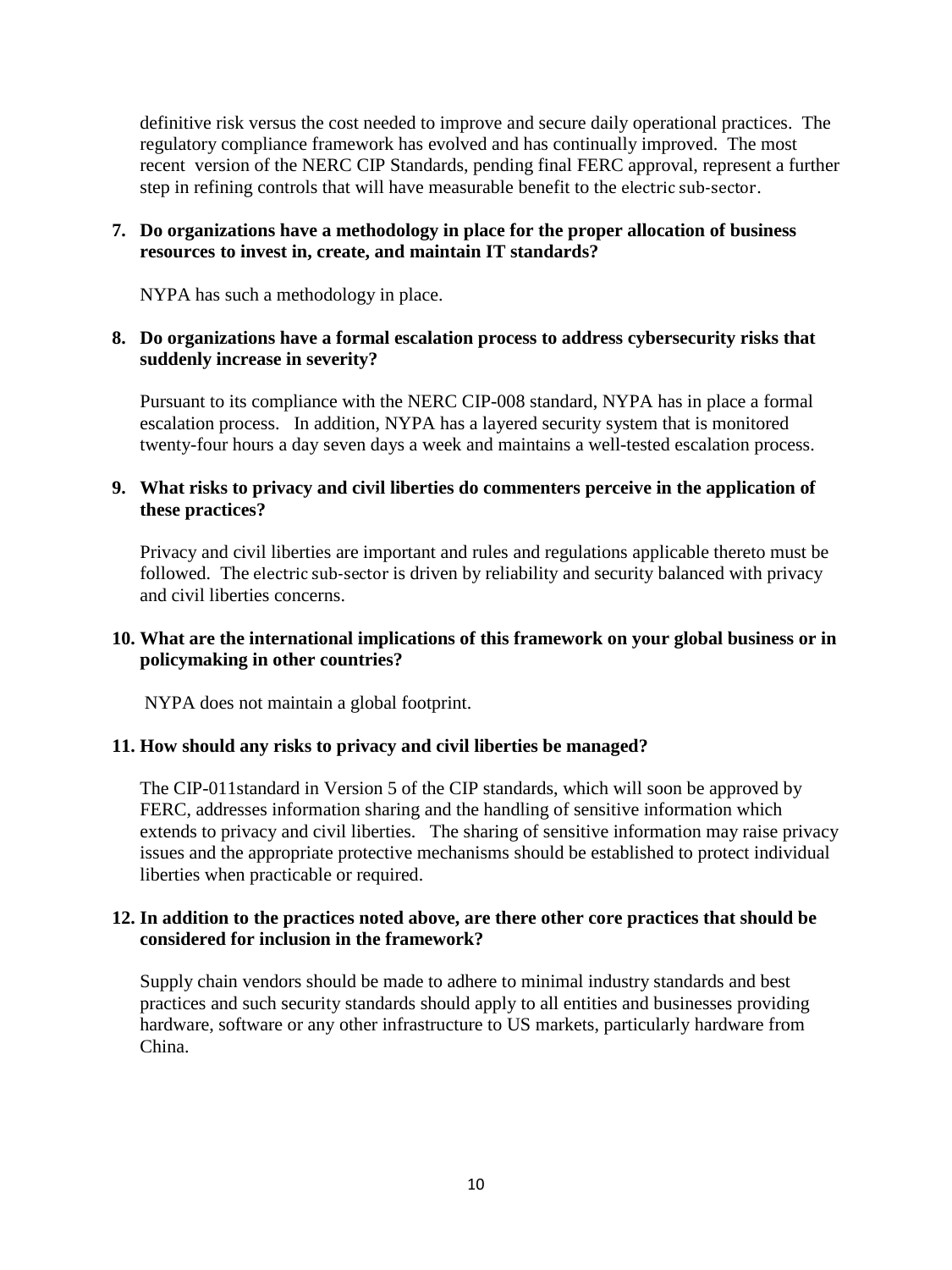definitive risk versus the cost needed to improve and secure daily operational practices. The regulatory compliance framework has evolved and has continually improved. The most recent version of the NERC CIP Standards, pending final FERC approval, represent a further step in refining controls that will have measurable benefit to the electric sub-sector.

**7. Do organizations have a methodology in place for the proper allocation of business resources to invest in, create, and maintain IT standards?**

NYPA has such a methodology in place.

**8. Do organizations have a formal escalation process to address cybersecurity risks that suddenly increase in severity?**

Pursuant to its compliance with the NERC CIP-008 standard, NYPA has in place a formal escalation process. In addition, NYPA has a layered security system that is monitored twenty-four hours a day seven days a week and maintains a well-tested escalation process.

**9. What risks to privacy and civil liberties do commenters perceive in the application of these practices?**

Privacy and civil liberties are important and rules and regulations applicable thereto must be followed. The electric sub-sector is driven by reliability and security balanced with privacy and civil liberties concerns.

**10. What are the international implications of this framework on your global business or in policymaking in other countries?**

NYPA does not maintain a global footprint.

**11. How should any risks to privacy and civil liberties be managed?**

The CIP-011standard in Version 5 of the CIP standards, which will soon be approved by FERC, addresses information sharing and the handling of sensitive information which extends to privacy and civil liberties. The sharing of sensitive information may raise privacy issues and the appropriate protective mechanisms should be established to protect individual liberties when practicable or required.

**12. In addition to the practices noted above, are there other core practices that should be considered for inclusion in the framework?**

Supply chain vendors should be made to adhere to minimal industry standards and best practices and such security standards should apply to all entities and businesses providing hardware, software or any other infrastructure to US markets, particularly hardware from China.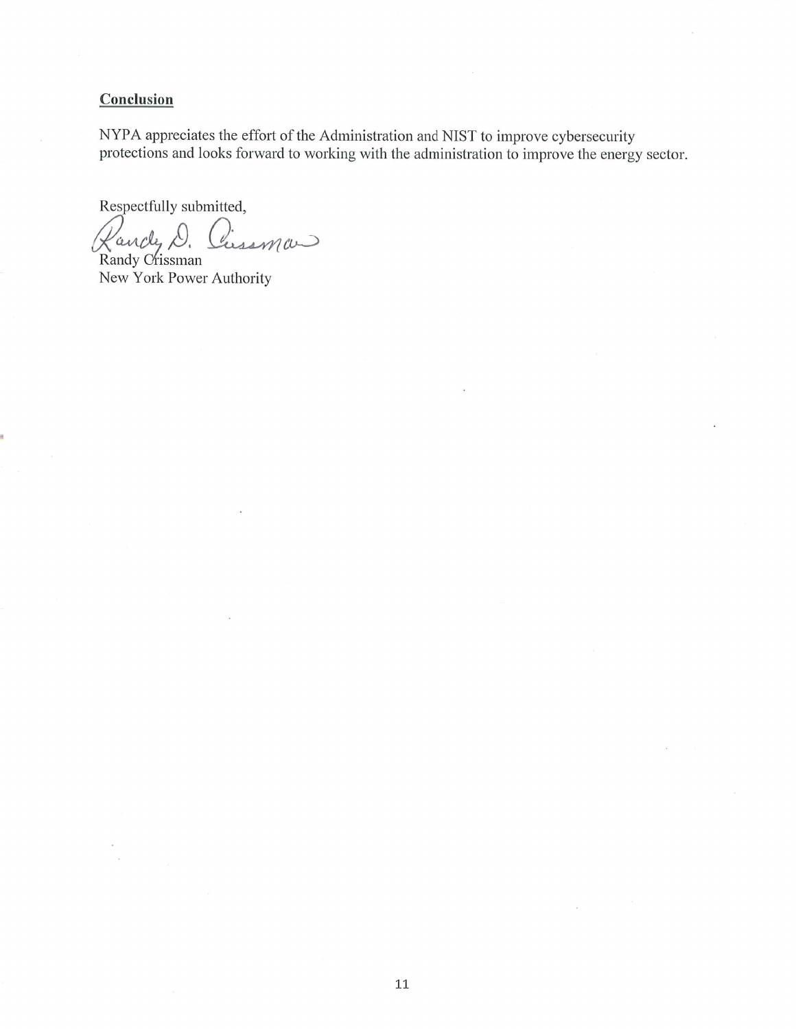## Conclusion

NYPA appreciates the effort of the Administration and NIST to improve cybersecurity protections and looks forward to working with the administration to improve the energy sector.

Respectfully submitted,

Randy Crissman
New York Power Authority